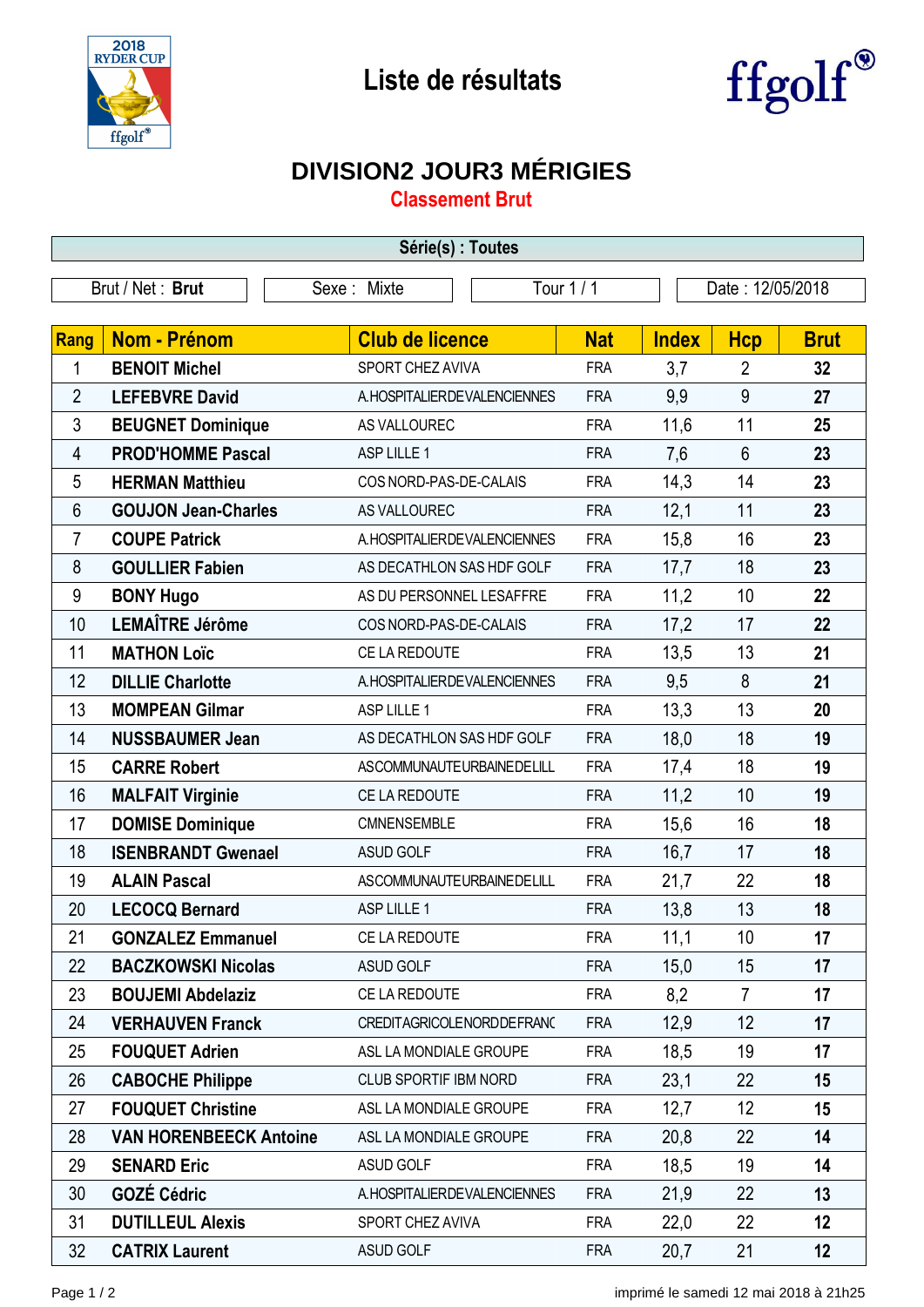# Liste de résultats

## DIVISION2 JOUR3 MÉRIGIES

### Classement Brut

**Série(s) : Toutes**

| Brut / Net : **Brut** | Sexe : Mixte | Tour 1 / 1 | Date : 12/05/2018 |
|---|---|---|---|

| Rang | Nom - Prénom | Club de licence | Nat | Index | Hcp | Brut |
|---|---|---|---|---|---|---|
| 1 | **BENOIT Michel** | SPORT CHEZ AVIVA | FRA | 3,7 | 2 | **32** |
| 2 | **LEFEBVRE David** | A.HOSPITALIERDEVALENCIENNES | FRA | 9,9 | 9 | **27** |
| 3 | **BEUGNET Dominique** | AS VALLOUREC | FRA | 11,6 | 11 | **25** |
| 4 | **PROD'HOMME Pascal** | ASP LILLE 1 | FRA | 7,6 | 6 | **23** |
| 5 | **HERMAN Matthieu** | COS NORD-PAS-DE-CALAIS | FRA | 14,3 | 14 | **23** |
| 6 | **GOUJON Jean-Charles** | AS VALLOUREC | FRA | 12,1 | 11 | **23** |
| 7 | **COUPE Patrick** | A.HOSPITALIERDEVALENCIENNES | FRA | 15,8 | 16 | **23** |
| 8 | **GOULLIER Fabien** | AS DECATHLON SAS HDF GOLF | FRA | 17,7 | 18 | **23** |
| 9 | **BONY Hugo** | AS DU PERSONNEL LESAFFRE | FRA | 11,2 | 10 | **22** |
| 10 | **LEMAÎTRE Jérôme** | COS NORD-PAS-DE-CALAIS | FRA | 17,2 | 17 | **22** |
| 11 | **MATHON Loïc** | CE LA REDOUTE | FRA | 13,5 | 13 | **21** |
| 12 | **DILLIE Charlotte** | A.HOSPITALIERDEVALENCIENNES | FRA | 9,5 | 8 | **21** |
| 13 | **MOMPEAN Gilmar** | ASP LILLE 1 | FRA | 13,3 | 13 | **20** |
| 14 | **NUSSBAUMER Jean** | AS DECATHLON SAS HDF GOLF | FRA | 18,0 | 18 | **19** |
| 15 | **CARRE Robert** | ASCOMMUNAUTEURBAINEDELILL | FRA | 17,4 | 18 | **19** |
| 16 | **MALFAIT Virginie** | CE LA REDOUTE | FRA | 11,2 | 10 | **19** |
| 17 | **DOMISE Dominique** | CMNENSEMBLE | FRA | 15,6 | 16 | **18** |
| 18 | **ISENBRANDT Gwenael** | ASUD GOLF | FRA | 16,7 | 17 | **18** |
| 19 | **ALAIN Pascal** | ASCOMMUNAUTEURBAINEDELILL | FRA | 21,7 | 22 | **18** |
| 20 | **LECOCQ Bernard** | ASP LILLE 1 | FRA | 13,8 | 13 | **18** |
| 21 | **GONZALEZ Emmanuel** | CE LA REDOUTE | FRA | 11,1 | 10 | **17** |
| 22 | **BACZKOWSKI Nicolas** | ASUD GOLF | FRA | 15,0 | 15 | **17** |
| 23 | **BOUJEMI Abdelaziz** | CE LA REDOUTE | FRA | 8,2 | 7 | **17** |
| 24 | **VERHAUVEN Franck** | CREDITAGRICOLENORDDEFRANC | FRA | 12,9 | 12 | **17** |
| 25 | **FOUQUET Adrien** | ASL LA MONDIALE GROUPE | FRA | 18,5 | 19 | **17** |
| 26 | **CABOCHE Philippe** | CLUB SPORTIF IBM NORD | FRA | 23,1 | 22 | **15** |
| 27 | **FOUQUET Christine** | ASL LA MONDIALE GROUPE | FRA | 12,7 | 12 | **15** |
| 28 | **VAN HORENBEECK Antoine** | ASL LA MONDIALE GROUPE | FRA | 20,8 | 22 | **14** |
| 29 | **SENARD Eric** | ASUD GOLF | FRA | 18,5 | 19 | **14** |
| 30 | **GOZÉ Cédric** | A.HOSPITALIERDEVALENCIENNES | FRA | 21,9 | 22 | **13** |
| 31 | **DUTILLEUL Alexis** | SPORT CHEZ AVIVA | FRA | 22,0 | 22 | **12** |
| 32 | **CATRIX Laurent** | ASUD GOLF | FRA | 20,7 | 21 | **12** |

imprimé le samedi 12 mai 2018 à 21h25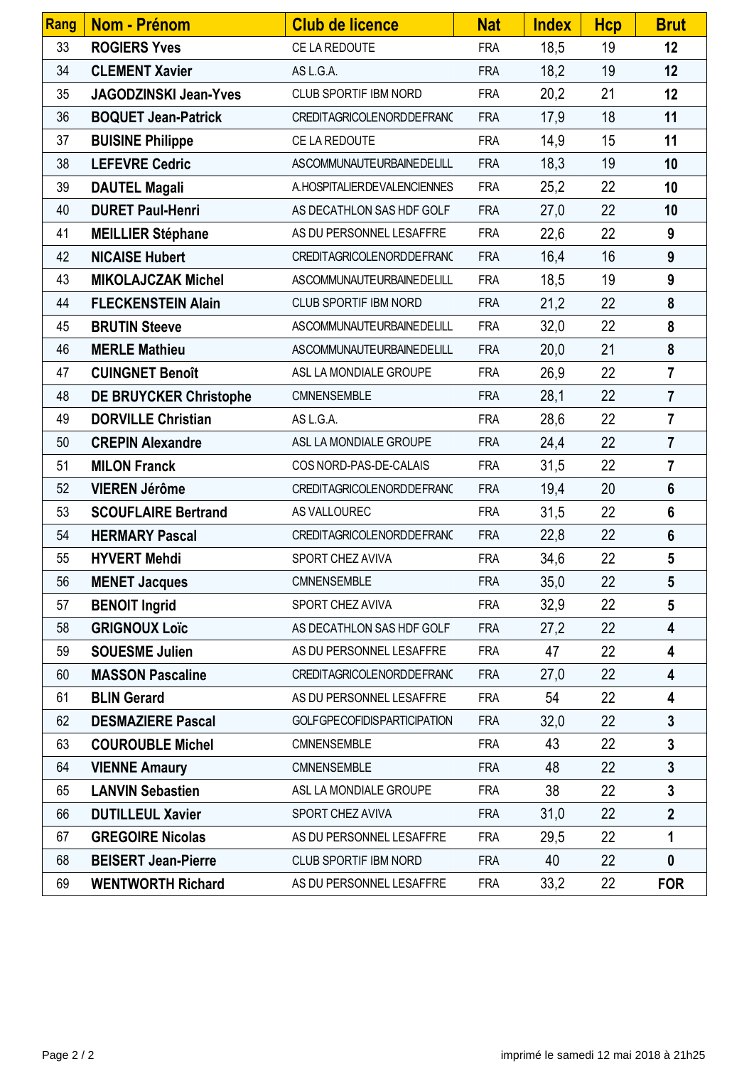| Rang | Nom - Prénom | Club de licence | Nat | Index | Hcp | Brut |
|---|---|---|---|---|---|---|
| 33 | **ROGIERS Yves** | CE LA REDOUTE | FRA | 18,5 | 19 | **12** |
| 34 | **CLEMENT Xavier** | AS L.G.A. | FRA | 18,2 | 19 | **12** |
| 35 | **JAGODZINSKI Jean-Yves** | CLUB SPORTIF IBM NORD | FRA | 20,2 | 21 | **12** |
| 36 | **BOQUET Jean-Patrick** | CREDITAGRICOLENORDDEFRANC | FRA | 17,9 | 18 | **11** |
| 37 | **BUISINE Philippe** | CE LA REDOUTE | FRA | 14,9 | 15 | **11** |
| 38 | **LEFEVRE Cedric** | ASCOMMUNAUTEURBAINEDELILL | FRA | 18,3 | 19 | **10** |
| 39 | **DAUTEL Magali** | A.HOSPITALIERDEVALENCIENNES | FRA | 25,2 | 22 | **10** |
| 40 | **DURET Paul-Henri** | AS DECATHLON SAS HDF GOLF | FRA | 27,0 | 22 | **10** |
| 41 | **MEILLIER Stéphane** | AS DU PERSONNEL LESAFFRE | FRA | 22,6 | 22 | **9** |
| 42 | **NICAISE Hubert** | CREDITAGRICOLENORDDEFRANC | FRA | 16,4 | 16 | **9** |
| 43 | **MIKOLAJCZAK Michel** | ASCOMMUNAUTEURBAINEDELILL | FRA | 18,5 | 19 | **9** |
| 44 | **FLECKENSTEIN Alain** | CLUB SPORTIF IBM NORD | FRA | 21,2 | 22 | **8** |
| 45 | **BRUTIN Steeve** | ASCOMMUNAUTEURBAINEDELILL | FRA | 32,0 | 22 | **8** |
| 46 | **MERLE Mathieu** | ASCOMMUNAUTEURBAINEDELILL | FRA | 20,0 | 21 | **8** |
| 47 | **CUINGNET Benoît** | ASL LA MONDIALE GROUPE | FRA | 26,9 | 22 | **7** |
| 48 | **DE BRUYCKER Christophe** | CMNENSEMBLE | FRA | 28,1 | 22 | **7** |
| 49 | **DORVILLE Christian** | AS L.G.A. | FRA | 28,6 | 22 | **7** |
| 50 | **CREPIN Alexandre** | ASL LA MONDIALE GROUPE | FRA | 24,4 | 22 | **7** |
| 51 | **MILON Franck** | COS NORD-PAS-DE-CALAIS | FRA | 31,5 | 22 | **7** |
| 52 | **VIEREN Jérôme** | CREDITAGRICOLENORDDEFRANC | FRA | 19,4 | 20 | **6** |
| 53 | **SCOUFLAIRE Bertrand** | AS VALLOUREC | FRA | 31,5 | 22 | **6** |
| 54 | **HERMARY Pascal** | CREDITAGRICOLENORDDEFRANC | FRA | 22,8 | 22 | **6** |
| 55 | **HYVERT Mehdi** | SPORT CHEZ AVIVA | FRA | 34,6 | 22 | **5** |
| 56 | **MENET Jacques** | CMNENSEMBLE | FRA | 35,0 | 22 | **5** |
| 57 | **BENOIT Ingrid** | SPORT CHEZ AVIVA | FRA | 32,9 | 22 | **5** |
| 58 | **GRIGNOUX Loïc** | AS DECATHLON SAS HDF GOLF | FRA | 27,2 | 22 | **4** |
| 59 | **SOUESME Julien** | AS DU PERSONNEL LESAFFRE | FRA | 47 | 22 | **4** |
| 60 | **MASSON Pascaline** | CREDITAGRICOLENORDDEFRANC | FRA | 27,0 | 22 | **4** |
| 61 | **BLIN Gerard** | AS DU PERSONNEL LESAFFRE | FRA | 54 | 22 | **4** |
| 62 | **DESMAZIERE Pascal** | GOLFGPECOFIDISPARTICIPATION | FRA | 32,0 | 22 | **3** |
| 63 | **COUROUBLE Michel** | CMNENSEMBLE | FRA | 43 | 22 | **3** |
| 64 | **VIENNE Amaury** | CMNENSEMBLE | FRA | 48 | 22 | **3** |
| 65 | **LANVIN Sebastien** | ASL LA MONDIALE GROUPE | FRA | 38 | 22 | **3** |
| 66 | **DUTILLEUL Xavier** | SPORT CHEZ AVIVA | FRA | 31,0 | 22 | **2** |
| 67 | **GREGOIRE Nicolas** | AS DU PERSONNEL LESAFFRE | FRA | 29,5 | 22 | **1** |
| 68 | **BEISERT Jean-Pierre** | CLUB SPORTIF IBM NORD | FRA | 40 | 22 | **0** |
| 69 | **WENTWORTH Richard** | AS DU PERSONNEL LESAFFRE | FRA | 33,2 | 22 | **FOR** |

imprimé le samedi 12 mai 2018 à 21h25